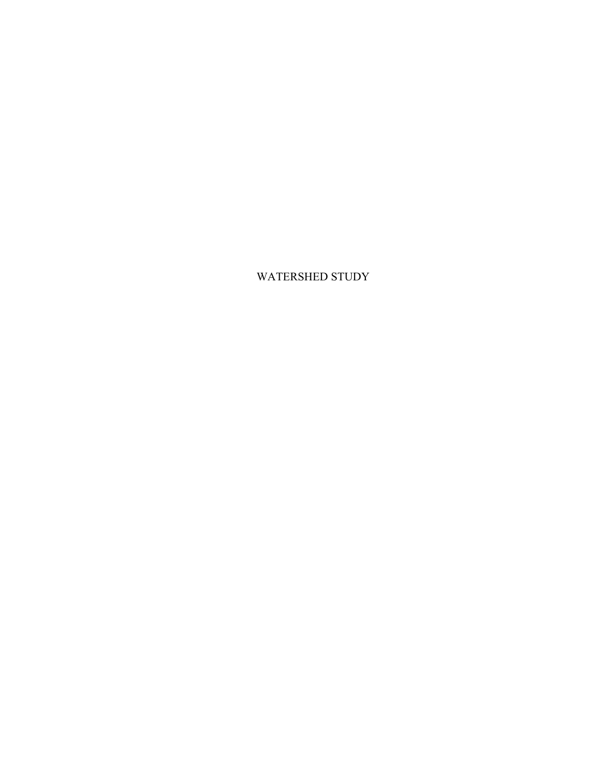# WATERSHED STUDY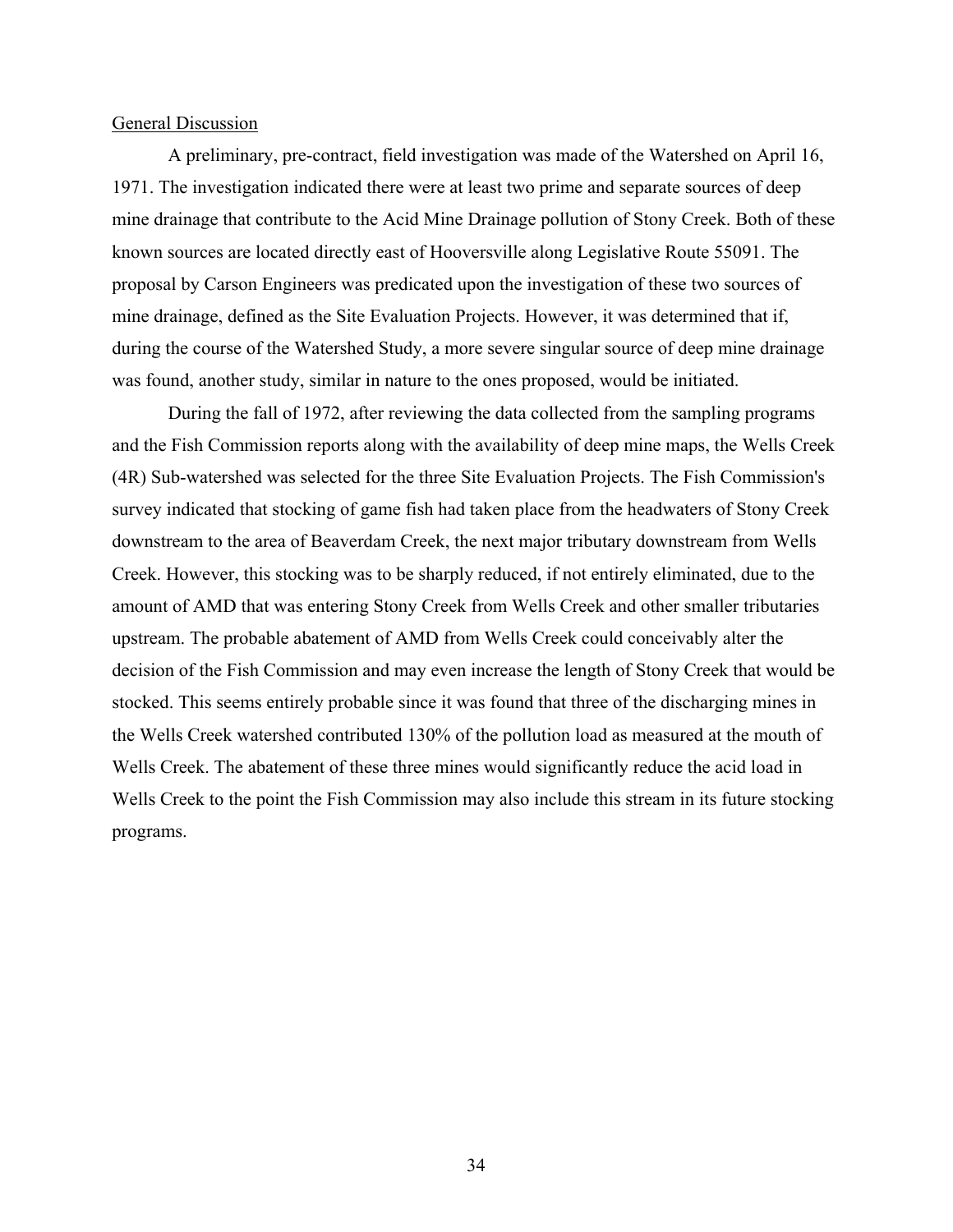General Discussion

A preliminary, pre-contract, field investigation was made of the Watershed on April 16, 1971. The investigation indicated there were at least two prime and separate sources of deep mine drainage that contribute to the Acid Mine Drainage pollution of Stony Creek. Both of these known sources are located directly east of Hooversville along Legislative Route 55091. The proposal by Carson Engineers was predicated upon the investigation of these two sources of mine drainage, defined as the Site Evaluation Projects. However, it was determined that if, during the course of the Watershed Study, a more severe singular source of deep mine drainage was found, another study, similar in nature to the ones proposed, would be initiated.

During the fall of 1972, after reviewing the data collected from the sampling programs and the Fish Commission reports along with the availability of deep mine maps, the Wells Creek (4R) Sub-watershed was selected for the three Site Evaluation Projects. The Fish Commission's survey indicated that stocking of game fish had taken place from the headwaters of Stony Creek downstream to the area of Beaverdam Creek, the next major tributary downstream from Wells Creek. However, this stocking was to be sharply reduced, if not entirely eliminated, due to the amount of AMD that was entering Stony Creek from Wells Creek and other smaller tributaries upstream. The probable abatement of AMD from Wells Creek could conceivably alter the decision of the Fish Commission and may even increase the length of Stony Creek that would be stocked. This seems entirely probable since it was found that three of the discharging mines in the Wells Creek watershed contributed 130% of the pollution load as measured at the mouth of Wells Creek. The abatement of these three mines would significantly reduce the acid load in Wells Creek to the point the Fish Commission may also include this stream in its future stocking programs.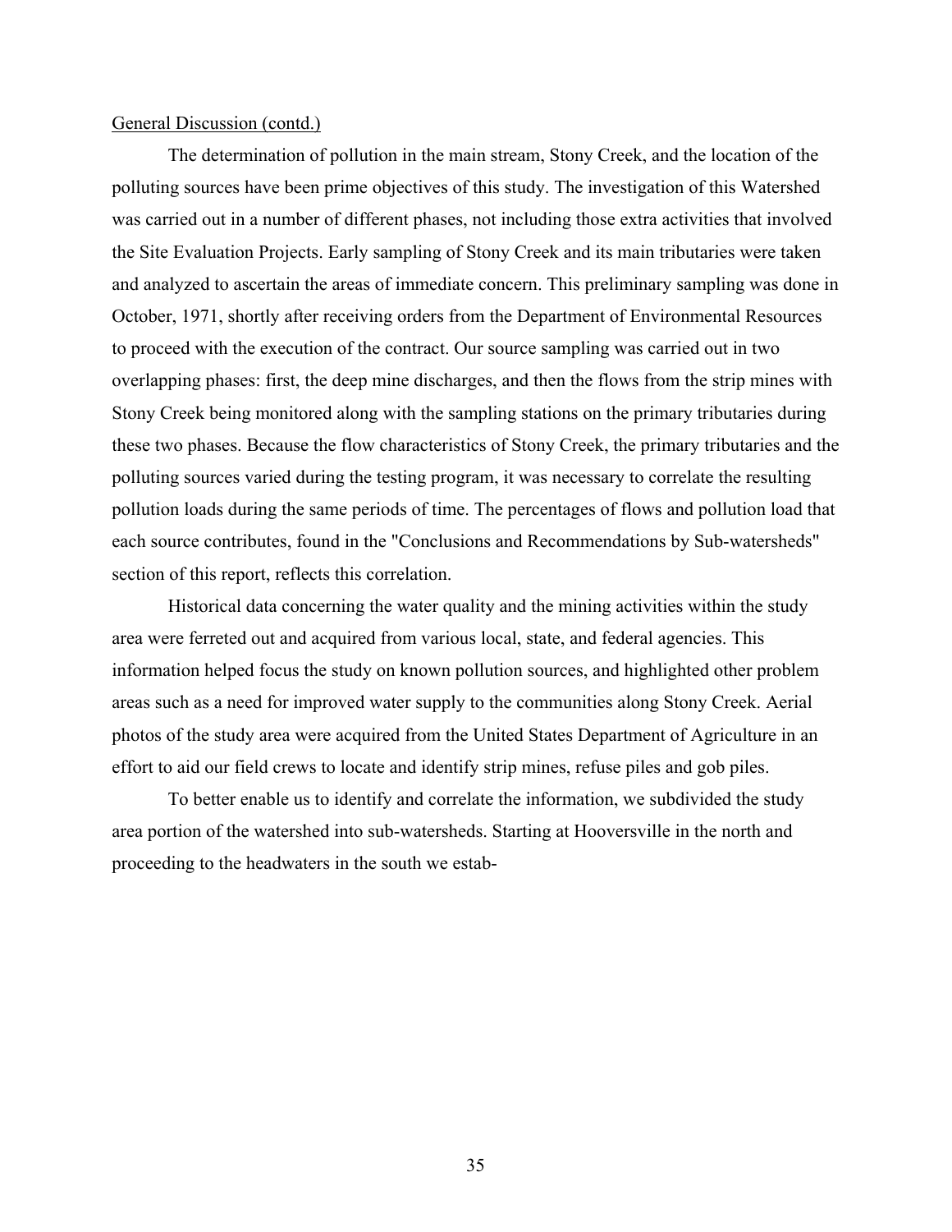General Discussion (contd.)

The determination of pollution in the main stream, Stony Creek, and the location of the polluting sources have been prime objectives of this study. The investigation of this Watershed was carried out in a number of different phases, not including those extra activities that involved the Site Evaluation Projects. Early sampling of Stony Creek and its main tributaries were taken and analyzed to ascertain the areas of immediate concern. This preliminary sampling was done in October, 1971, shortly after receiving orders from the Department of Environmental Resources to proceed with the execution of the contract. Our source sampling was carried out in two overlapping phases: first, the deep mine discharges, and then the flows from the strip mines with Stony Creek being monitored along with the sampling stations on the primary tributaries during these two phases. Because the flow characteristics of Stony Creek, the primary tributaries and the polluting sources varied during the testing program, it was necessary to correlate the resulting pollution loads during the same periods of time. The percentages of flows and pollution load that each source contributes, found in the "Conclusions and Recommendations by Sub-watersheds" section of this report, reflects this correlation.

Historical data concerning the water quality and the mining activities within the study area were ferreted out and acquired from various local, state, and federal agencies. This information helped focus the study on known pollution sources, and highlighted other problem areas such as a need for improved water supply to the communities along Stony Creek. Aerial photos of the study area were acquired from the United States Department of Agriculture in an effort to aid our field crews to locate and identify strip mines, refuse piles and gob piles.

To better enable us to identify and correlate the information, we subdivided the study area portion of the watershed into sub-watersheds. Starting at Hooversville in the north and proceeding to the headwaters in the south we estab-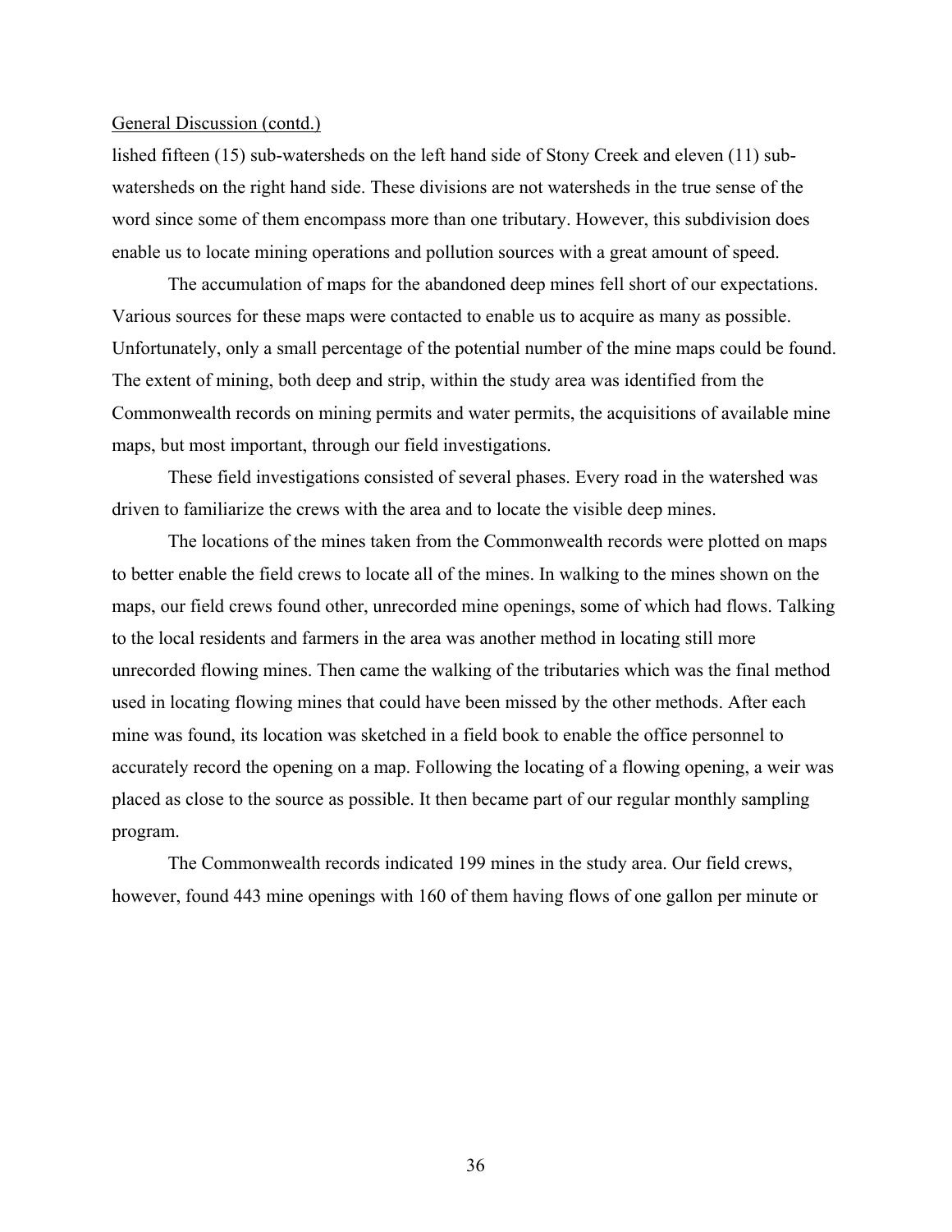General Discussion (contd.)

lished fifteen (15) sub-watersheds on the left hand side of Stony Creek and eleven (11) sub-watersheds on the right hand side. These divisions are not watersheds in the true sense of the word since some of them encompass more than one tributary. However, this subdivision does enable us to locate mining operations and pollution sources with a great amount of speed.

The accumulation of maps for the abandoned deep mines fell short of our expectations. Various sources for these maps were contacted to enable us to acquire as many as possible. Unfortunately, only a small percentage of the potential number of the mine maps could be found. The extent of mining, both deep and strip, within the study area was identified from the Commonwealth records on mining permits and water permits, the acquisitions of available mine maps, but most important, through our field investigations.

These field investigations consisted of several phases. Every road in the watershed was driven to familiarize the crews with the area and to locate the visible deep mines.

The locations of the mines taken from the Commonwealth records were plotted on maps to better enable the field crews to locate all of the mines. In walking to the mines shown on the maps, our field crews found other, unrecorded mine openings, some of which had flows. Talking to the local residents and farmers in the area was another method in locating still more unrecorded flowing mines. Then came the walking of the tributaries which was the final method used in locating flowing mines that could have been missed by the other methods. After each mine was found, its location was sketched in a field book to enable the office personnel to accurately record the opening on a map. Following the locating of a flowing opening, a weir was placed as close to the source as possible. It then became part of our regular monthly sampling program.

The Commonwealth records indicated 199 mines in the study area. Our field crews, however, found 443 mine openings with 160 of them having flows of one gallon per minute or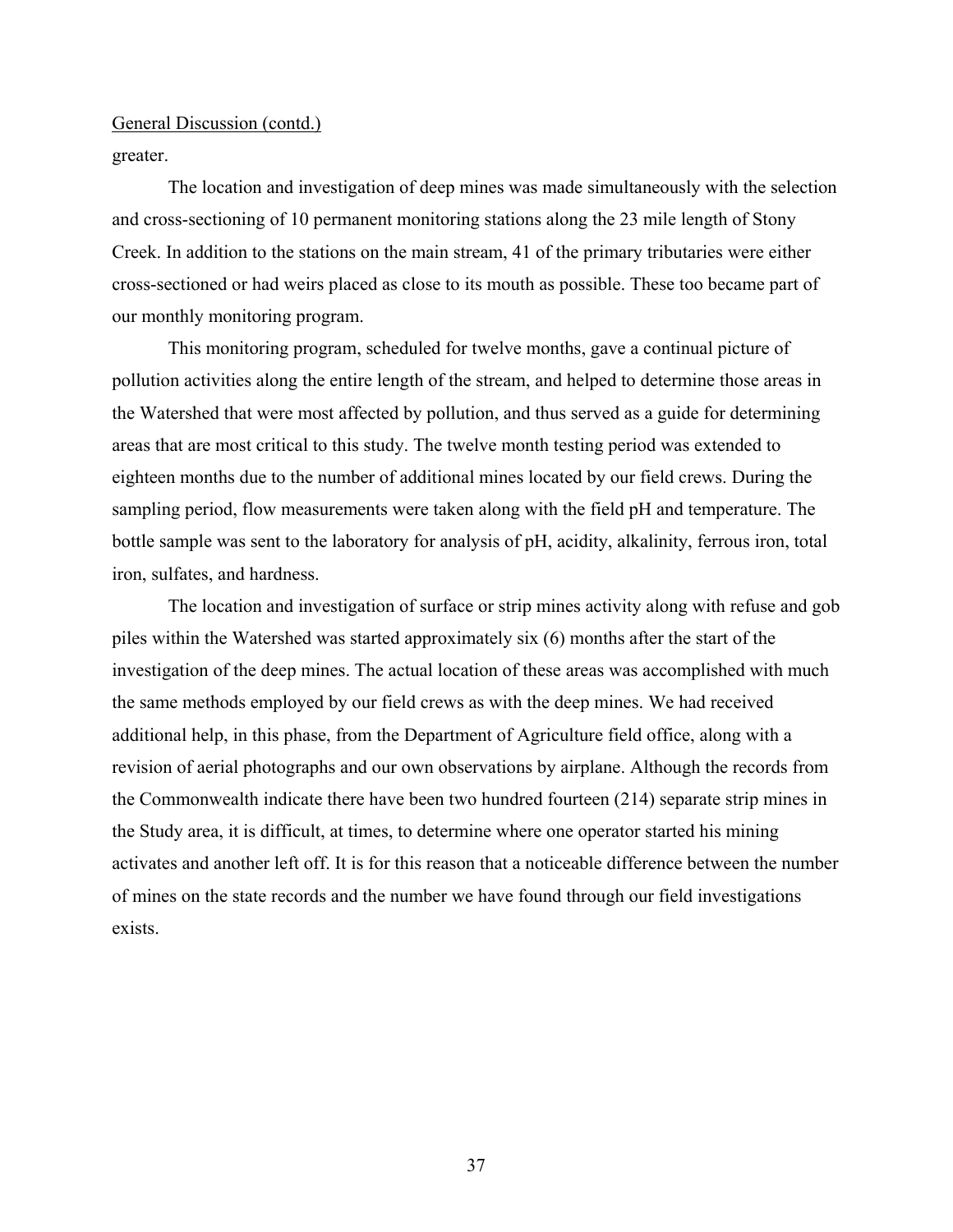General Discussion (contd.)

greater.

The location and investigation of deep mines was made simultaneously with the selection and cross-sectioning of 10 permanent monitoring stations along the 23 mile length of Stony Creek. In addition to the stations on the main stream, 41 of the primary tributaries were either cross-sectioned or had weirs placed as close to its mouth as possible. These too became part of our monthly monitoring program.

This monitoring program, scheduled for twelve months, gave a continual picture of pollution activities along the entire length of the stream, and helped to determine those areas in the Watershed that were most affected by pollution, and thus served as a guide for determining areas that are most critical to this study. The twelve month testing period was extended to eighteen months due to the number of additional mines located by our field crews. During the sampling period, flow measurements were taken along with the field pH and temperature. The bottle sample was sent to the laboratory for analysis of pH, acidity, alkalinity, ferrous iron, total iron, sulfates, and hardness.

The location and investigation of surface or strip mines activity along with refuse and gob piles within the Watershed was started approximately six (6) months after the start of the investigation of the deep mines. The actual location of these areas was accomplished with much the same methods employed by our field crews as with the deep mines. We had received additional help, in this phase, from the Department of Agriculture field office, along with a revision of aerial photographs and our own observations by airplane. Although the records from the Commonwealth indicate there have been two hundred fourteen (214) separate strip mines in the Study area, it is difficult, at times, to determine where one operator started his mining activates and another left off. It is for this reason that a noticeable difference between the number of mines on the state records and the number we have found through our field investigations exists.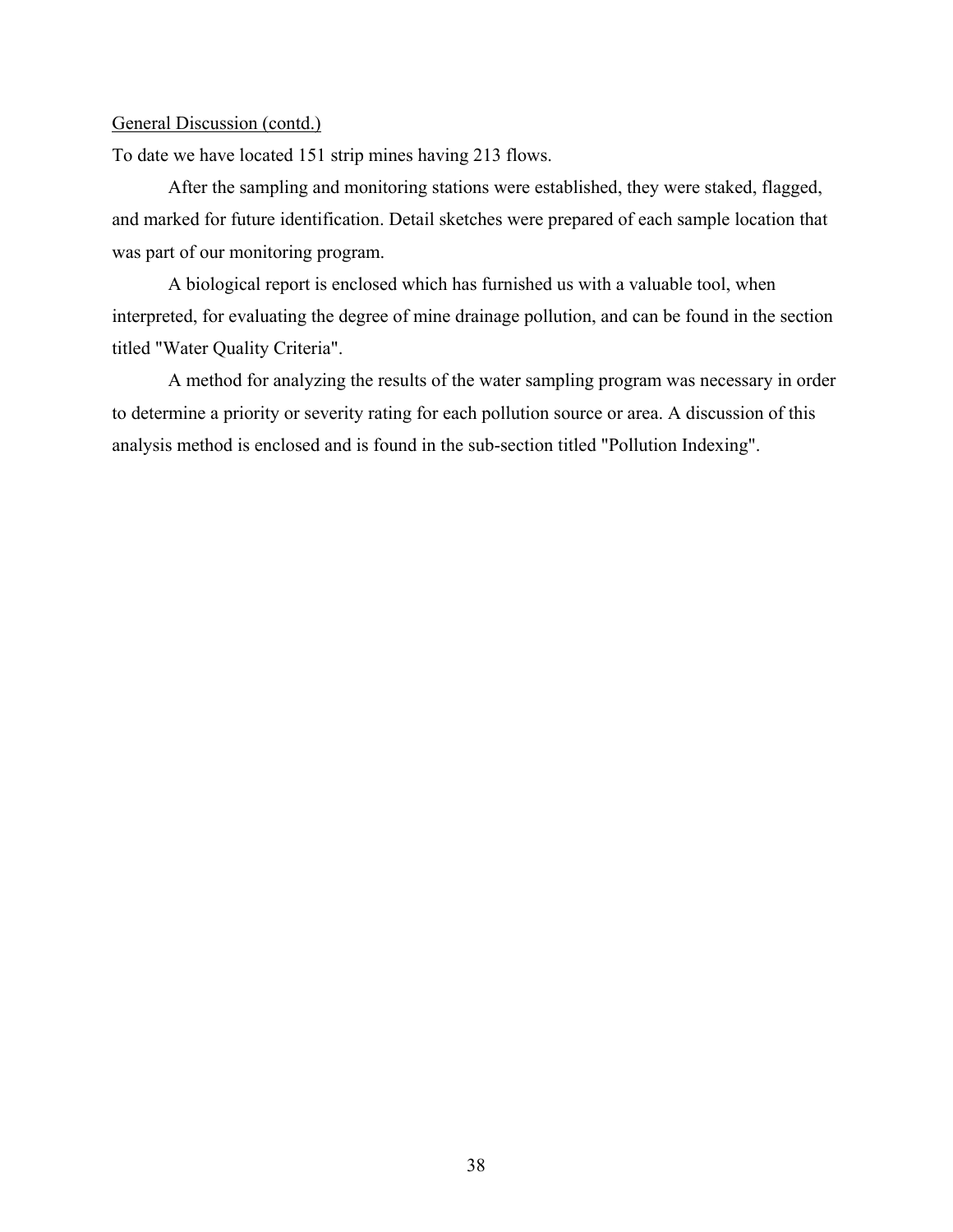General Discussion (contd.)

To date we have located 151 strip mines having 213 flows.

After the sampling and monitoring stations were established, they were staked, flagged, and marked for future identification. Detail sketches were prepared of each sample location that was part of our monitoring program.

A biological report is enclosed which has furnished us with a valuable tool, when interpreted, for evaluating the degree of mine drainage pollution, and can be found in the section titled "Water Quality Criteria".

A method for analyzing the results of the water sampling program was necessary in order to determine a priority or severity rating for each pollution source or area. A discussion of this analysis method is enclosed and is found in the sub-section titled "Pollution Indexing".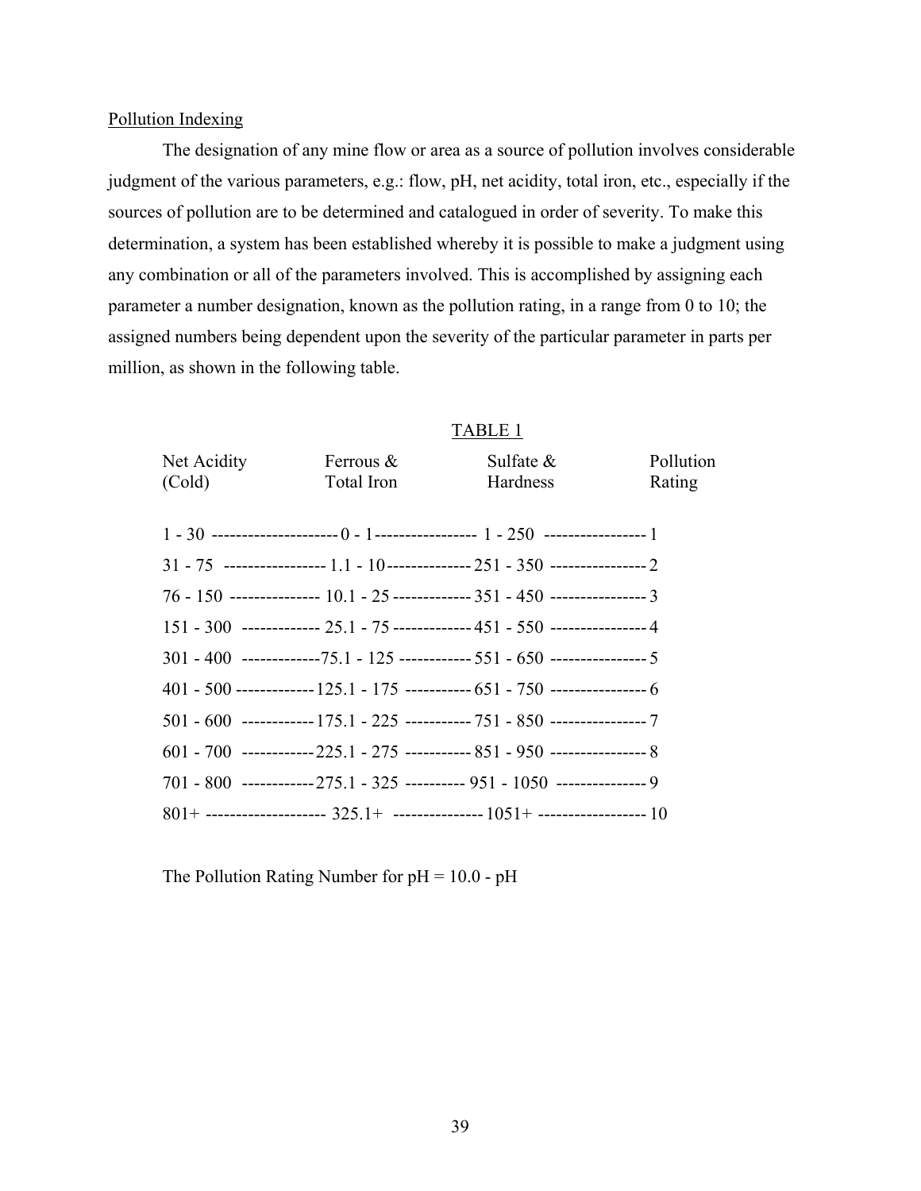Pollution Indexing

The designation of any mine flow or area as a source of pollution involves considerable judgment of the various parameters, e.g.: flow, pH, net acidity, total iron, etc., especially if the sources of pollution are to be determined and catalogued in order of severity. To make this determination, a system has been established whereby it is possible to make a judgment using any combination or all of the parameters involved. This is accomplished by assigning each parameter a number designation, known as the pollution rating, in a range from 0 to 10; the assigned numbers being dependent upon the severity of the particular parameter in parts per million, as shown in the following table.

TABLE 1

| Net Acidity (Cold) | Ferrous & Total Iron | Sulfate & Hardness | Pollution Rating |
|---|---|---|---|
| 1 - 30 | 0 - 1 | 1 - 250 | 1 |
| 31 - 75 | 1.1 - 10 | 251 - 350 | 2 |
| 76 - 150 | 10.1 - 25 | 351 - 450 | 3 |
| 151 - 300 | 25.1 - 75 | 451 - 550 | 4 |
| 301 - 400 | 75.1 - 125 | 551 - 650 | 5 |
| 401 - 500 | 125.1 - 175 | 651 - 750 | 6 |
| 501 - 600 | 175.1 - 225 | 751 - 850 | 7 |
| 601 - 700 | 225.1 - 275 | 851 - 950 | 8 |
| 701 - 800 | 275.1 - 325 | 951 - 1050 | 9 |
| 801+ | 325.1+ | 1051+ | 10 |

The Pollution Rating Number for pH = 10.0 - pH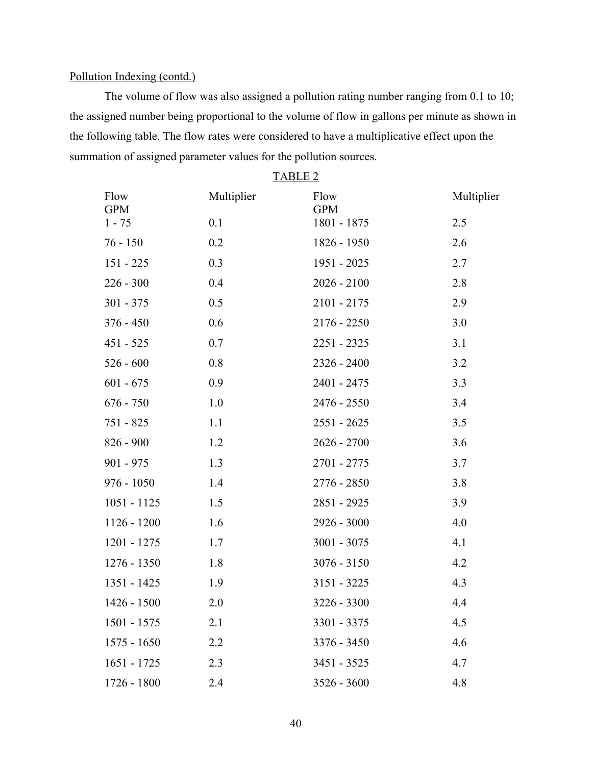Pollution Indexing (contd.)

The volume of flow was also assigned a pollution rating number ranging from 0.1 to 10; the assigned number being proportional to the volume of flow in gallons per minute as shown in the following table. The flow rates were considered to have a multiplicative effect upon the summation of assigned parameter values for the pollution sources.

TABLE 2

| Flow GPM | Multiplier | Flow GPM | Multiplier |
|---|---|---|---|
| 1 - 75 | 0.1 | 1801 - 1875 | 2.5 |
| 76 - 150 | 0.2 | 1826 - 1950 | 2.6 |
| 151 - 225 | 0.3 | 1951 - 2025 | 2.7 |
| 226 - 300 | 0.4 | 2026 - 2100 | 2.8 |
| 301 - 375 | 0.5 | 2101 - 2175 | 2.9 |
| 376 - 450 | 0.6 | 2176 - 2250 | 3.0 |
| 451 - 525 | 0.7 | 2251 - 2325 | 3.1 |
| 526 - 600 | 0.8 | 2326 - 2400 | 3.2 |
| 601 - 675 | 0.9 | 2401 - 2475 | 3.3 |
| 676 - 750 | 1.0 | 2476 - 2550 | 3.4 |
| 751 - 825 | 1.1 | 2551 - 2625 | 3.5 |
| 826 - 900 | 1.2 | 2626 - 2700 | 3.6 |
| 901 - 975 | 1.3 | 2701 - 2775 | 3.7 |
| 976 - 1050 | 1.4 | 2776 - 2850 | 3.8 |
| 1051 - 1125 | 1.5 | 2851 - 2925 | 3.9 |
| 1126 - 1200 | 1.6 | 2926 - 3000 | 4.0 |
| 1201 - 1275 | 1.7 | 3001 - 3075 | 4.1 |
| 1276 - 1350 | 1.8 | 3076 - 3150 | 4.2 |
| 1351 - 1425 | 1.9 | 3151 - 3225 | 4.3 |
| 1426 - 1500 | 2.0 | 3226 - 3300 | 4.4 |
| 1501 - 1575 | 2.1 | 3301 - 3375 | 4.5 |
| 1575 - 1650 | 2.2 | 3376 - 3450 | 4.6 |
| 1651 - 1725 | 2.3 | 3451 - 3525 | 4.7 |
| 1726 - 1800 | 2.4 | 3526 - 3600 | 4.8 |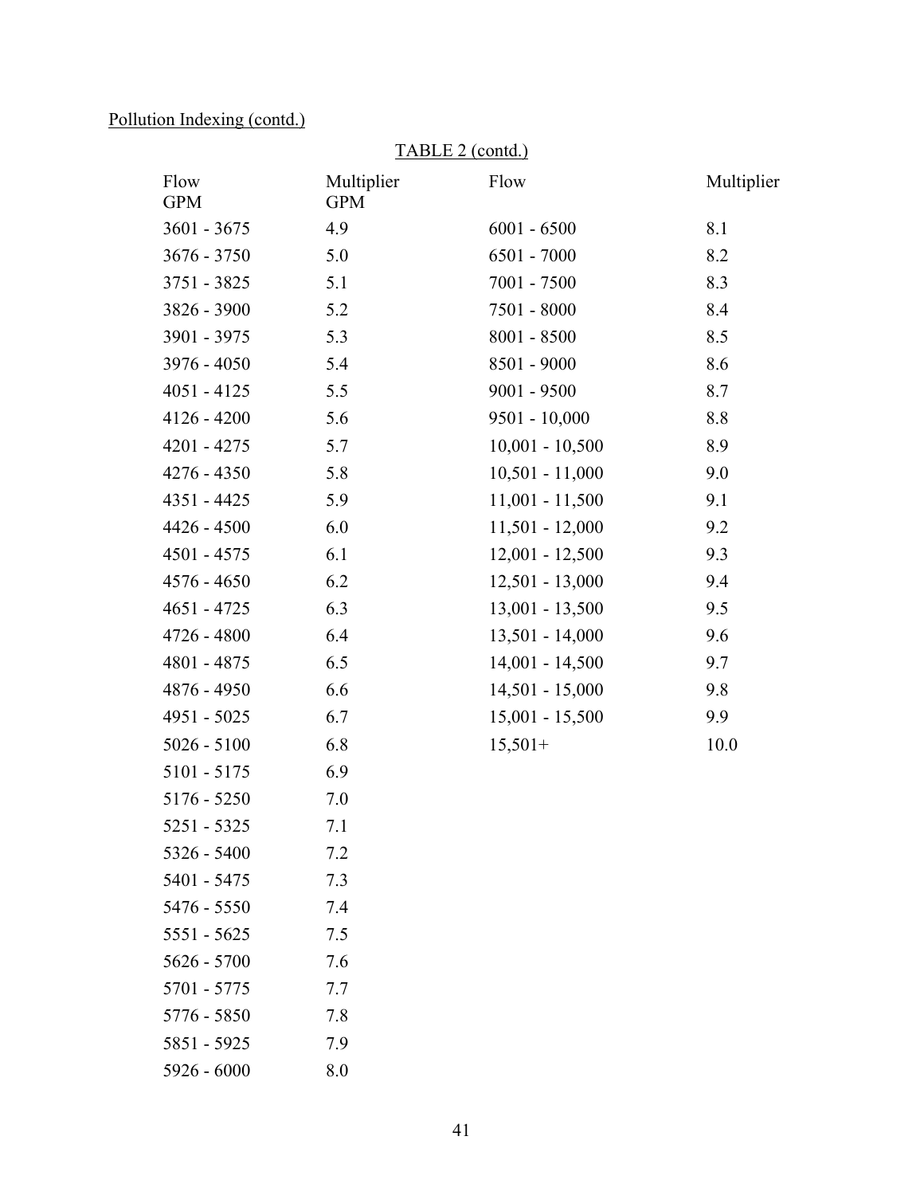Pollution Indexing (contd.)

TABLE 2 (contd.)

| Flow GPM | Multiplier GPM | Flow | Multiplier |
|---|---|---|---|
| 3601 - 3675 | 4.9 | 6001 - 6500 | 8.1 |
| 3676 - 3750 | 5.0 | 6501 - 7000 | 8.2 |
| 3751 - 3825 | 5.1 | 7001 - 7500 | 8.3 |
| 3826 - 3900 | 5.2 | 7501 - 8000 | 8.4 |
| 3901 - 3975 | 5.3 | 8001 - 8500 | 8.5 |
| 3976 - 4050 | 5.4 | 8501 - 9000 | 8.6 |
| 4051 - 4125 | 5.5 | 9001 - 9500 | 8.7 |
| 4126 - 4200 | 5.6 | 9501 - 10,000 | 8.8 |
| 4201 - 4275 | 5.7 | 10,001 - 10,500 | 8.9 |
| 4276 - 4350 | 5.8 | 10,501 - 11,000 | 9.0 |
| 4351 - 4425 | 5.9 | 11,001 - 11,500 | 9.1 |
| 4426 - 4500 | 6.0 | 11,501 - 12,000 | 9.2 |
| 4501 - 4575 | 6.1 | 12,001 - 12,500 | 9.3 |
| 4576 - 4650 | 6.2 | 12,501 - 13,000 | 9.4 |
| 4651 - 4725 | 6.3 | 13,001 - 13,500 | 9.5 |
| 4726 - 4800 | 6.4 | 13,501 - 14,000 | 9.6 |
| 4801 - 4875 | 6.5 | 14,001 - 14,500 | 9.7 |
| 4876 - 4950 | 6.6 | 14,501 - 15,000 | 9.8 |
| 4951 - 5025 | 6.7 | 15,001 - 15,500 | 9.9 |
| 5026 - 5100 | 6.8 | 15,501+ | 10.0 |
| 5101 - 5175 | 6.9 | | |
| 5176 - 5250 | 7.0 | | |
| 5251 - 5325 | 7.1 | | |
| 5326 - 5400 | 7.2 | | |
| 5401 - 5475 | 7.3 | | |
| 5476 - 5550 | 7.4 | | |
| 5551 - 5625 | 7.5 | | |
| 5626 - 5700 | 7.6 | | |
| 5701 - 5775 | 7.7 | | |
| 5776 - 5850 | 7.8 | | |
| 5851 - 5925 | 7.9 | | |
| 5926 - 6000 | 8.0 | | |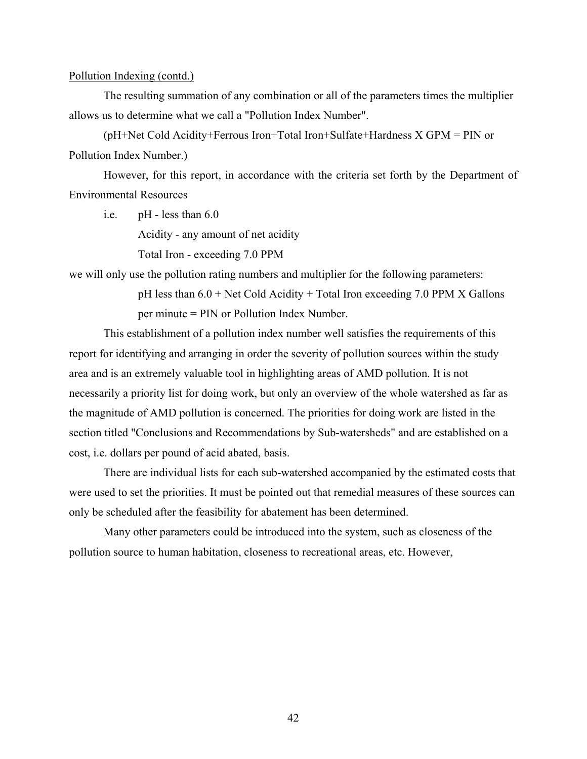Pollution Indexing (contd.)

The resulting summation of any combination or all of the parameters times the multiplier allows us to determine what we call a "Pollution Index Number".

(pH+Net Cold Acidity+Ferrous Iron+Total Iron+Sulfate+Hardness X GPM = PIN or Pollution Index Number.)

However, for this report, in accordance with the criteria set forth by the Department of Environmental Resources

i.e. pH - less than 6.0
 Acidity - any amount of net acidity
 Total Iron - exceeding 7.0 PPM

we will only use the pollution rating numbers and multiplier for the following parameters:

pH less than 6.0 + Net Cold Acidity + Total Iron exceeding 7.0 PPM X Gallons per minute = PIN or Pollution Index Number.

This establishment of a pollution index number well satisfies the requirements of this report for identifying and arranging in order the severity of pollution sources within the study area and is an extremely valuable tool in highlighting areas of AMD pollution. It is not necessarily a priority list for doing work, but only an overview of the whole watershed as far as the magnitude of AMD pollution is concerned. The priorities for doing work are listed in the section titled "Conclusions and Recommendations by Sub-watersheds" and are established on a cost, i.e. dollars per pound of acid abated, basis.

There are individual lists for each sub-watershed accompanied by the estimated costs that were used to set the priorities. It must be pointed out that remedial measures of these sources can only be scheduled after the feasibility for abatement has been determined.

Many other parameters could be introduced into the system, such as closeness of the pollution source to human habitation, closeness to recreational areas, etc. However,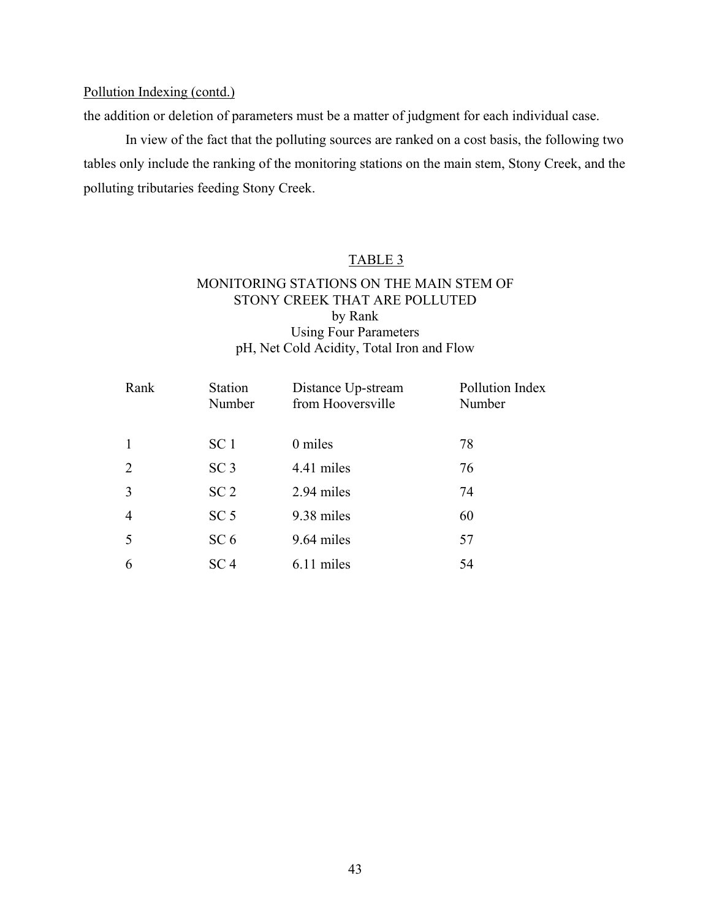Pollution Indexing (contd.)

the addition or deletion of parameters must be a matter of judgment for each individual case.

In view of the fact that the polluting sources are ranked on a cost basis, the following two tables only include the ranking of the monitoring stations on the main stem, Stony Creek, and the polluting tributaries feeding Stony Creek.

## TABLE 3

### MONITORING STATIONS ON THE MAIN STEM OF STONY CREEK THAT ARE POLLUTED by Rank Using Four Parameters pH, Net Cold Acidity, Total Iron and Flow

| Rank | Station Number | Distance Up-stream from Hooversville | Pollution Index Number |
|---|---|---|---|
| 1 | SC 1 | 0 miles | 78 |
| 2 | SC 3 | 4.41 miles | 76 |
| 3 | SC 2 | 2.94 miles | 74 |
| 4 | SC 5 | 9.38 miles | 60 |
| 5 | SC 6 | 9.64 miles | 57 |
| 6 | SC 4 | 6.11 miles | 54 |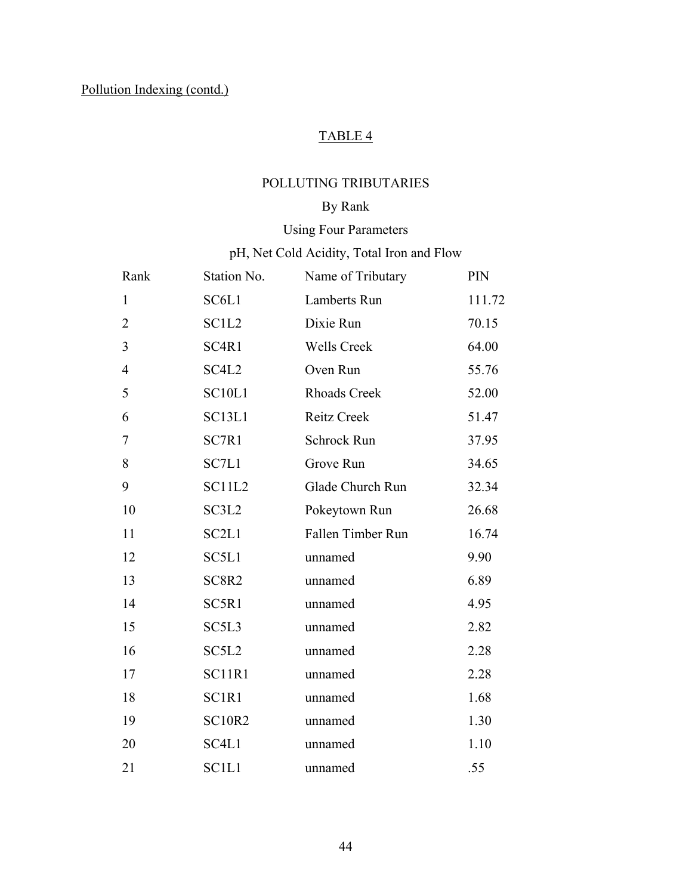Pollution Indexing (contd.)

## TABLE 4

### POLLUTING TRIBUTARIES

By Rank

Using Four Parameters

pH, Net Cold Acidity, Total Iron and Flow

| Rank | Station No. | Name of Tributary | PIN |
|---|---|---|---|
| 1 | SC6L1 | Lamberts Run | 111.72 |
| 2 | SC1L2 | Dixie Run | 70.15 |
| 3 | SC4R1 | Wells Creek | 64.00 |
| 4 | SC4L2 | Oven Run | 55.76 |
| 5 | SC10L1 | Rhoads Creek | 52.00 |
| 6 | SC13L1 | Reitz Creek | 51.47 |
| 7 | SC7R1 | Schrock Run | 37.95 |
| 8 | SC7L1 | Grove Run | 34.65 |
| 9 | SC11L2 | Glade Church Run | 32.34 |
| 10 | SC3L2 | Pokeytown Run | 26.68 |
| 11 | SC2L1 | Fallen Timber Run | 16.74 |
| 12 | SC5L1 | unnamed | 9.90 |
| 13 | SC8R2 | unnamed | 6.89 |
| 14 | SC5R1 | unnamed | 4.95 |
| 15 | SC5L3 | unnamed | 2.82 |
| 16 | SC5L2 | unnamed | 2.28 |
| 17 | SC11R1 | unnamed | 2.28 |
| 18 | SC1R1 | unnamed | 1.68 |
| 19 | SC10R2 | unnamed | 1.30 |
| 20 | SC4L1 | unnamed | 1.10 |
| 21 | SC1L1 | unnamed | .55 |